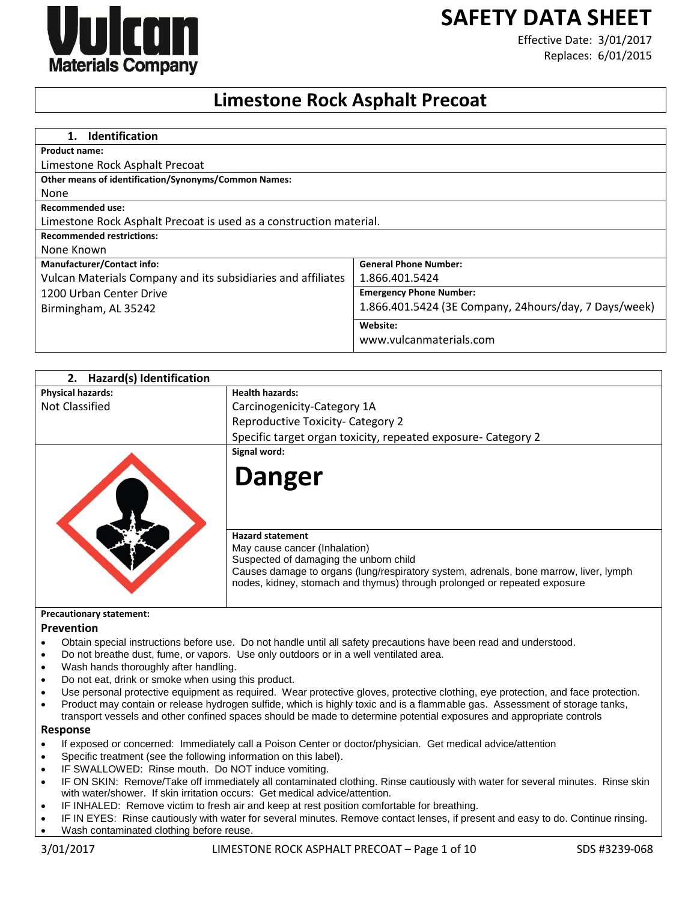# SAFETY DATA SHEET

Effective Date: 3/01/2017
Replaces: 6/01/2015

## Limestone Rock Asphalt Precoat

### 1. Identification

**Product name:**
Limestone Rock Asphalt Precoat

**Other means of identification/Synonyms/Common Names:**
None

**Recommended use:**
Limestone Rock Asphalt Precoat is used as a construction material.

**Recommended restrictions:**
None Known

| **Manufacturer/Contact info:** | **General Phone Number:** |
|---|---|
| Vulcan Materials Company and its subsidiaries and affiliates | 1.866.401.5424 |
| 1200 Urban Center Drive<br>Birmingham, AL 35242 | **Emergency Phone Number:**<br>1.866.401.5424 (3E Company, 24hours/day, 7 Days/week) |
| | **Website:**<br>www.vulcanmaterials.com |

### 2. Hazard(s) Identification

| **Physical hazards:** | **Health hazards:** |
|---|---|
| Not Classified | Carcinogenicity-Category 1A<br>Reproductive Toxicity- Category 2<br>Specific target organ toxicity, repeated exposure- Category 2 |

**Signal word:**

**Danger**

**Hazard statement**
May cause cancer (Inhalation)
Suspected of damaging the unborn child
Causes damage to organs (lung/respiratory system, adrenals, bone marrow, liver, lymph nodes, kidney, stomach and thymus) through prolonged or repeated exposure

**Precautionary statement:**

**Prevention**

- Obtain special instructions before use. Do not handle until all safety precautions have been read and understood.
- Do not breathe dust, fume, or vapors. Use only outdoors or in a well ventilated area.
- Wash hands thoroughly after handling.
- Do not eat, drink or smoke when using this product.
- Use personal protective equipment as required. Wear protective gloves, protective clothing, eye protection, and face protection.
- Product may contain or release hydrogen sulfide, which is highly toxic and is a flammable gas. Assessment of storage tanks, transport vessels and other confined spaces should be made to determine potential exposures and appropriate controls

**Response**

- If exposed or concerned: Immediately call a Poison Center or doctor/physician. Get medical advice/attention
- Specific treatment (see the following information on this label).
- IF SWALLOWED: Rinse mouth. Do NOT induce vomiting.
- IF ON SKIN: Remove/Take off immediately all contaminated clothing. Rinse cautiously with water for several minutes. Rinse skin with water/shower. If skin irritation occurs: Get medical advice/attention.
- IF INHALED: Remove victim to fresh air and keep at rest position comfortable for breathing.
- IF IN EYES: Rinse cautiously with water for several minutes. Remove contact lenses, if present and easy to do. Continue rinsing.
- Wash contaminated clothing before reuse.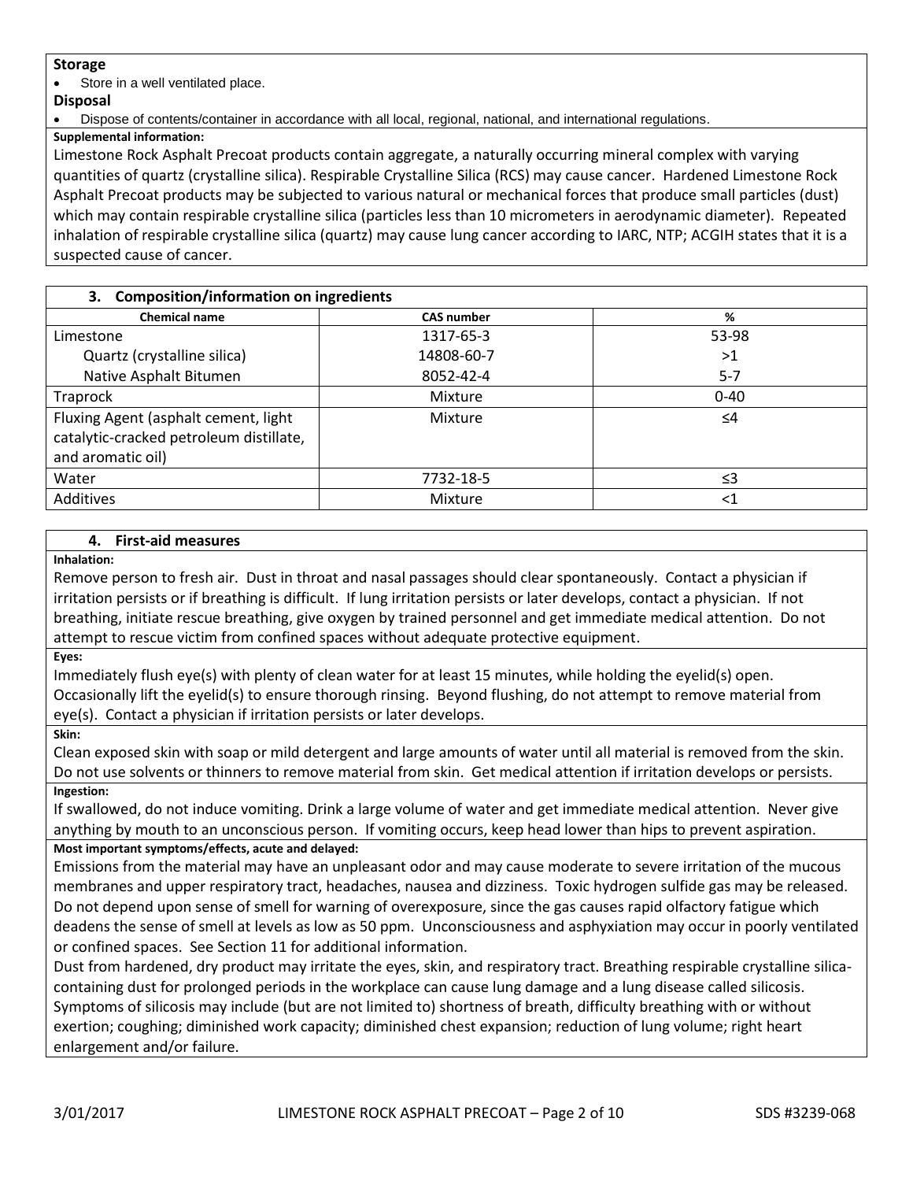**Storage**

- Store in a well ventilated place.

**Disposal**

- Dispose of contents/container in accordance with all local, regional, national, and international regulations.

**Supplemental information:**

Limestone Rock Asphalt Precoat products contain aggregate, a naturally occurring mineral complex with varying quantities of quartz (crystalline silica). Respirable Crystalline Silica (RCS) may cause cancer. Hardened Limestone Rock Asphalt Precoat products may be subjected to various natural or mechanical forces that produce small particles (dust) which may contain respirable crystalline silica (particles less than 10 micrometers in aerodynamic diameter). Repeated inhalation of respirable crystalline silica (quartz) may cause lung cancer according to IARC, NTP; ACGIH states that it is a suspected cause of cancer.

## 3. Composition/information on ingredients

| Chemical name | CAS number | % |
|---|---|---|
| Limestone | 1317-65-3 | 53-98 |
| Quartz (crystalline silica) | 14808-60-7 | >1 |
| Native Asphalt Bitumen | 8052-42-4 | 5-7 |
| Traprock | Mixture | 0-40 |
| Fluxing Agent (asphalt cement, light catalytic-cracked petroleum distillate, and aromatic oil) | Mixture | ≤4 |
| Water | 7732-18-5 | ≤3 |
| Additives | Mixture | <1 |

## 4. First-aid measures

**Inhalation:**

Remove person to fresh air. Dust in throat and nasal passages should clear spontaneously. Contact a physician if irritation persists or if breathing is difficult. If lung irritation persists or later develops, contact a physician. If not breathing, initiate rescue breathing, give oxygen by trained personnel and get immediate medical attention. Do not attempt to rescue victim from confined spaces without adequate protective equipment.

**Eyes:**

Immediately flush eye(s) with plenty of clean water for at least 15 minutes, while holding the eyelid(s) open. Occasionally lift the eyelid(s) to ensure thorough rinsing. Beyond flushing, do not attempt to remove material from eye(s). Contact a physician if irritation persists or later develops.

**Skin:**

Clean exposed skin with soap or mild detergent and large amounts of water until all material is removed from the skin. Do not use solvents or thinners to remove material from skin. Get medical attention if irritation develops or persists.

**Ingestion:**

If swallowed, do not induce vomiting. Drink a large volume of water and get immediate medical attention. Never give anything by mouth to an unconscious person. If vomiting occurs, keep head lower than hips to prevent aspiration.

**Most important symptoms/effects, acute and delayed:**

Emissions from the material may have an unpleasant odor and may cause moderate to severe irritation of the mucous membranes and upper respiratory tract, headaches, nausea and dizziness. Toxic hydrogen sulfide gas may be released. Do not depend upon sense of smell for warning of overexposure, since the gas causes rapid olfactory fatigue which deadens the sense of smell at levels as low as 50 ppm. Unconsciousness and asphyxiation may occur in poorly ventilated or confined spaces. See Section 11 for additional information.

Dust from hardened, dry product may irritate the eyes, skin, and respiratory tract. Breathing respirable crystalline silica-containing dust for prolonged periods in the workplace can cause lung damage and a lung disease called silicosis. Symptoms of silicosis may include (but are not limited to) shortness of breath, difficulty breathing with or without exertion; coughing; diminished work capacity; diminished chest expansion; reduction of lung volume; right heart enlargement and/or failure.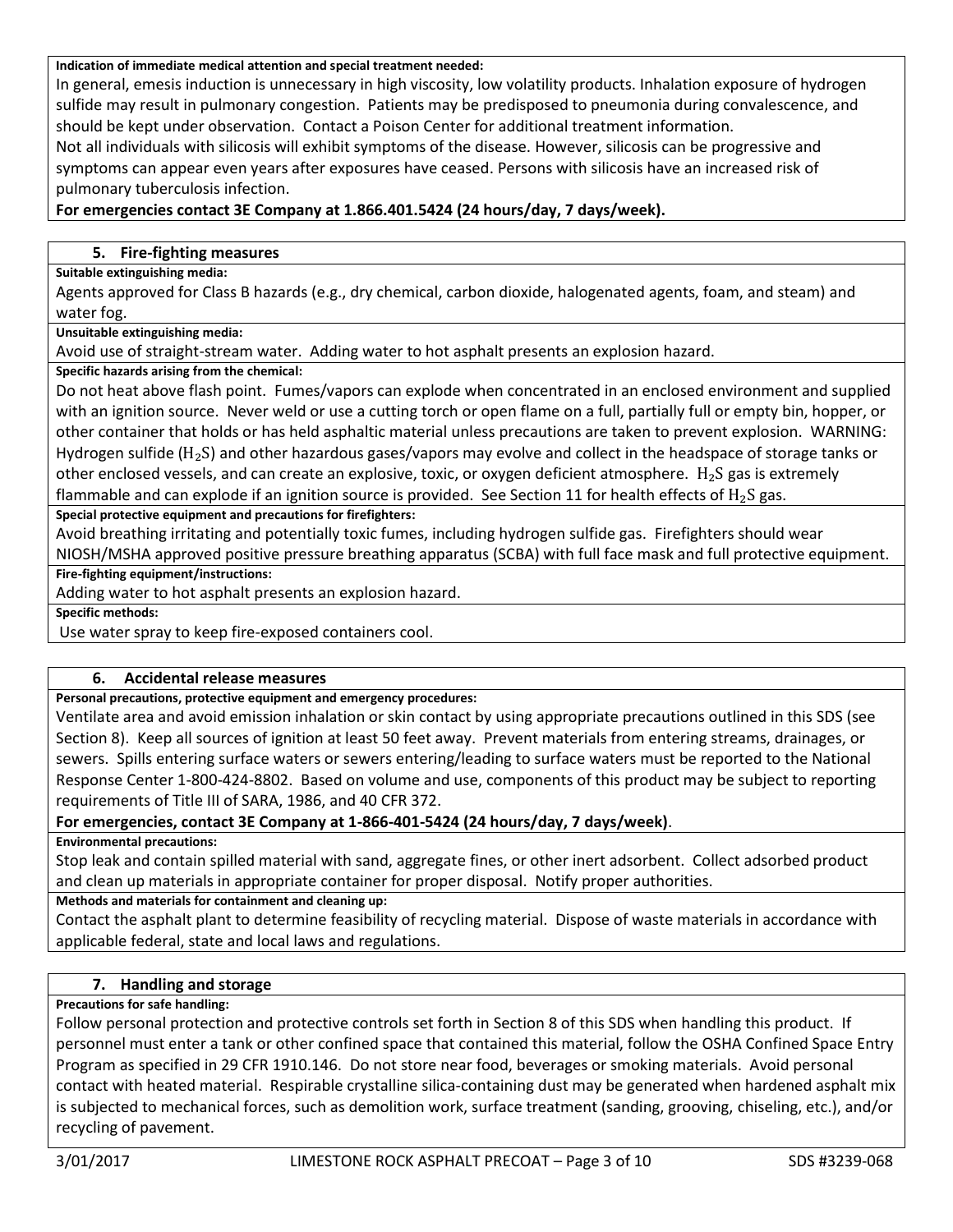**Indication of immediate medical attention and special treatment needed:**

In general, emesis induction is unnecessary in high viscosity, low volatility products. Inhalation exposure of hydrogen sulfide may result in pulmonary congestion. Patients may be predisposed to pneumonia during convalescence, and should be kept under observation. Contact a Poison Center for additional treatment information.

Not all individuals with silicosis will exhibit symptoms of the disease. However, silicosis can be progressive and symptoms can appear even years after exposures have ceased. Persons with silicosis have an increased risk of pulmonary tuberculosis infection.

**For emergencies contact 3E Company at 1.866.401.5424 (24 hours/day, 7 days/week).**

## 5. Fire-fighting measures

**Suitable extinguishing media:**

Agents approved for Class B hazards (e.g., dry chemical, carbon dioxide, halogenated agents, foam, and steam) and water fog.

**Unsuitable extinguishing media:**

Avoid use of straight-stream water. Adding water to hot asphalt presents an explosion hazard.

**Specific hazards arising from the chemical:**

Do not heat above flash point. Fumes/vapors can explode when concentrated in an enclosed environment and supplied with an ignition source. Never weld or use a cutting torch or open flame on a full, partially full or empty bin, hopper, or other container that holds or has held asphaltic material unless precautions are taken to prevent explosion. WARNING: Hydrogen sulfide ($H_2S$) and other hazardous gases/vapors may evolve and collect in the headspace of storage tanks or other enclosed vessels, and can create an explosive, toxic, or oxygen deficient atmosphere. $H_2S$ gas is extremely flammable and can explode if an ignition source is provided. See Section 11 for health effects of $H_2S$ gas.

**Special protective equipment and precautions for firefighters:**

Avoid breathing irritating and potentially toxic fumes, including hydrogen sulfide gas. Firefighters should wear NIOSH/MSHA approved positive pressure breathing apparatus (SCBA) with full face mask and full protective equipment.

**Fire-fighting equipment/instructions:**

Adding water to hot asphalt presents an explosion hazard.

**Specific methods:**

Use water spray to keep fire-exposed containers cool.

## 6. Accidental release measures

**Personal precautions, protective equipment and emergency procedures:**

Ventilate area and avoid emission inhalation or skin contact by using appropriate precautions outlined in this SDS (see Section 8). Keep all sources of ignition at least 50 feet away. Prevent materials from entering streams, drainages, or sewers. Spills entering surface waters or sewers entering/leading to surface waters must be reported to the National Response Center 1-800-424-8802. Based on volume and use, components of this product may be subject to reporting requirements of Title III of SARA, 1986, and 40 CFR 372.

**For emergencies, contact 3E Company at 1-866-401-5424 (24 hours/day, 7 days/week)**.

**Environmental precautions:**

Stop leak and contain spilled material with sand, aggregate fines, or other inert adsorbent. Collect adsorbed product and clean up materials in appropriate container for proper disposal. Notify proper authorities.

**Methods and materials for containment and cleaning up:**

Contact the asphalt plant to determine feasibility of recycling material. Dispose of waste materials in accordance with applicable federal, state and local laws and regulations.

## 7. Handling and storage

**Precautions for safe handling:**

Follow personal protection and protective controls set forth in Section 8 of this SDS when handling this product. If personnel must enter a tank or other confined space that contained this material, follow the OSHA Confined Space Entry Program as specified in 29 CFR 1910.146. Do not store near food, beverages or smoking materials. Avoid personal contact with heated material. Respirable crystalline silica-containing dust may be generated when hardened asphalt mix is subjected to mechanical forces, such as demolition work, surface treatment (sanding, grooving, chiseling, etc.), and/or recycling of pavement.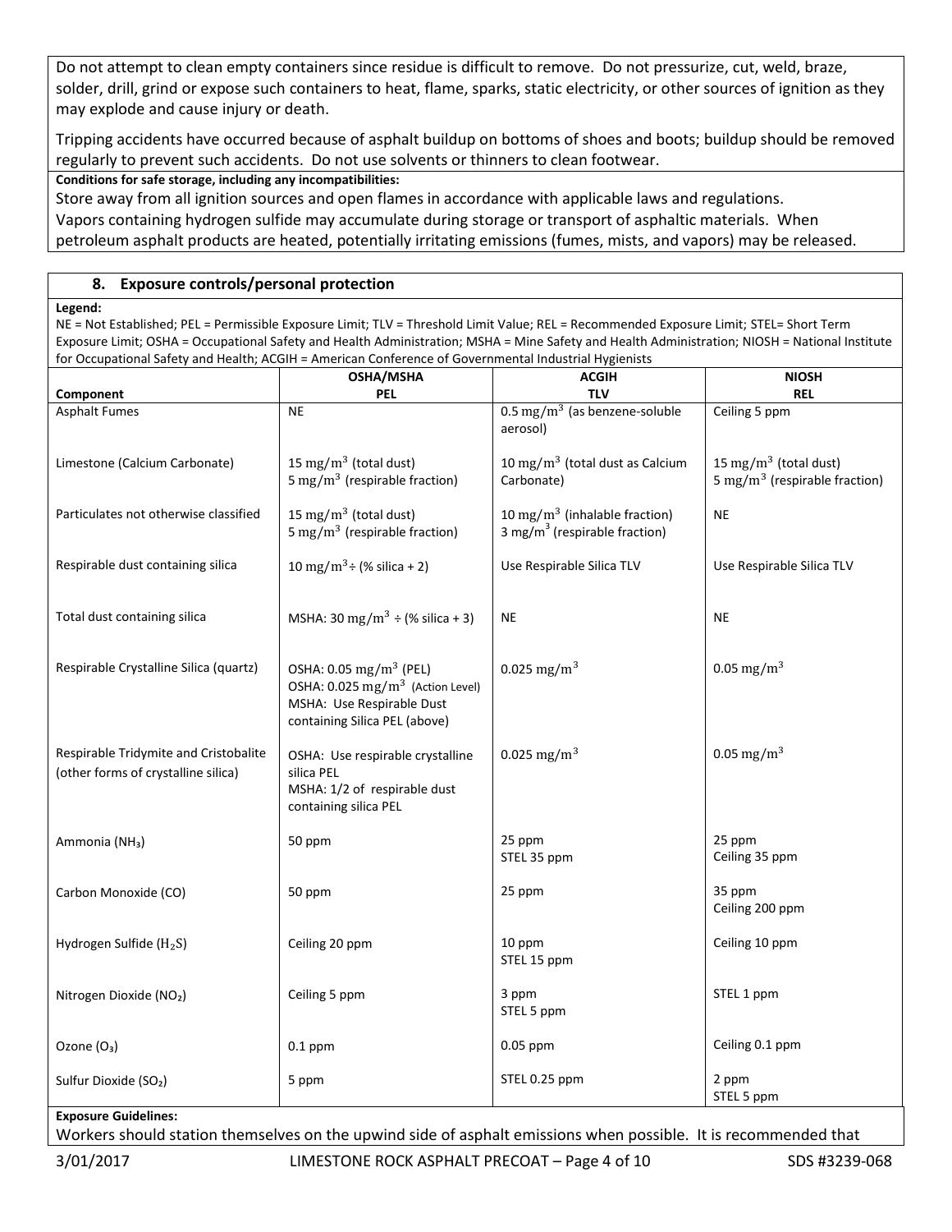Do not attempt to clean empty containers since residue is difficult to remove. Do not pressurize, cut, weld, braze, solder, drill, grind or expose such containers to heat, flame, sparks, static electricity, or other sources of ignition as they may explode and cause injury or death.

Tripping accidents have occurred because of asphalt buildup on bottoms of shoes and boots; buildup should be removed regularly to prevent such accidents. Do not use solvents or thinners to clean footwear.

**Conditions for safe storage, including any incompatibilities:**

Store away from all ignition sources and open flames in accordance with applicable laws and regulations.
Vapors containing hydrogen sulfide may accumulate during storage or transport of asphaltic materials. When petroleum asphalt products are heated, potentially irritating emissions (fumes, mists, and vapors) may be released.

## 8. Exposure controls/personal protection

**Legend:**
NE = Not Established; PEL = Permissible Exposure Limit; TLV = Threshold Limit Value; REL = Recommended Exposure Limit; STEL= Short Term Exposure Limit; OSHA = Occupational Safety and Health Administration; MSHA = Mine Safety and Health Administration; NIOSH = National Institute for Occupational Safety and Health; ACGIH = American Conference of Governmental Industrial Hygienists

| Component | OSHA/MSHA PEL | ACGIH TLV | NIOSH REL |
|---|---|---|---|
| Asphalt Fumes | NE | 0.5 $mg/m^3$ (as benzene-soluble aerosol) | Ceiling 5 ppm |
| Limestone (Calcium Carbonate) | 15 $mg/m^3$ (total dust)<br>5 $mg/m^3$ (respirable fraction) | 10 $mg/m^3$ (total dust as Calcium Carbonate) | 15 $mg/m^3$ (total dust)<br>5 $mg/m^3$ (respirable fraction) |
| Particulates not otherwise classified | 15 $mg/m^3$ (total dust)<br>5 $mg/m^3$ (respirable fraction) | 10 $mg/m^3$ (inhalable fraction)<br>3 $mg/m^3$ (respirable fraction) | NE |
| Respirable dust containing silica | 10 $mg/m^3$ ÷ (% silica + 2) | Use Respirable Silica TLV | Use Respirable Silica TLV |
| Total dust containing silica | MSHA: 30 $mg/m^3$ ÷ (% silica + 3) | NE | NE |
| Respirable Crystalline Silica (quartz) | OSHA: 0.05 $mg/m^3$ (PEL)<br>OSHA: 0.025 $mg/m^3$ (Action Level)<br>MSHA: Use Respirable Dust containing Silica PEL (above) | 0.025 $mg/m^3$ | 0.05 $mg/m^3$ |
| Respirable Tridymite and Cristobalite (other forms of crystalline silica) | OSHA: Use respirable crystalline silica PEL<br>MSHA: 1/2 of respirable dust containing silica PEL | 0.025 $mg/m^3$ | 0.05 $mg/m^3$ |
| Ammonia ($NH_3$) | 50 ppm | 25 ppm<br>STEL 35 ppm | 25 ppm<br>Ceiling 35 ppm |
| Carbon Monoxide (CO) | 50 ppm | 25 ppm | 35 ppm<br>Ceiling 200 ppm |
| Hydrogen Sulfide ($H_2S$) | Ceiling 20 ppm | 10 ppm<br>STEL 15 ppm | Ceiling 10 ppm |
| Nitrogen Dioxide ($NO_2$) | Ceiling 5 ppm | 3 ppm<br>STEL 5 ppm | STEL 1 ppm |
| Ozone ($O_3$) | 0.1 ppm | 0.05 ppm | Ceiling 0.1 ppm |
| Sulfur Dioxide ($SO_2$) | 5 ppm | STEL 0.25 ppm | 2 ppm<br>STEL 5 ppm |

**Exposure Guidelines:**

Workers should station themselves on the upwind side of asphalt emissions when possible. It is recommended that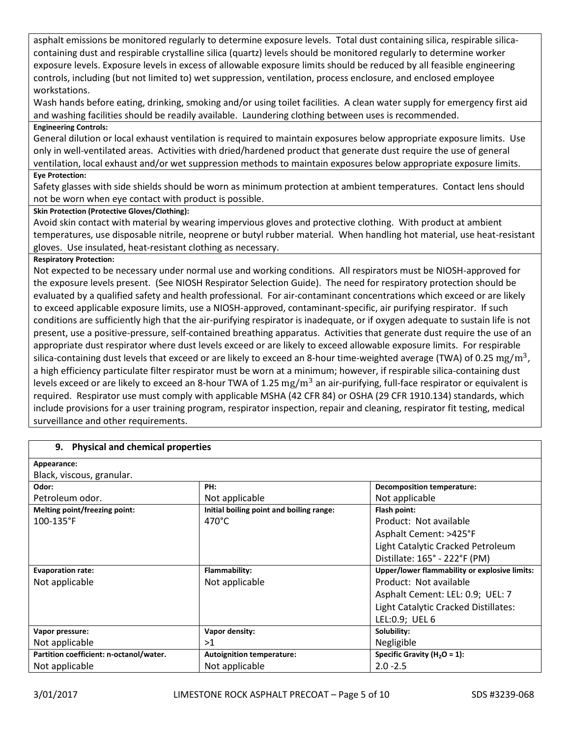asphalt emissions be monitored regularly to determine exposure levels. Total dust containing silica, respirable silica-containing dust and respirable crystalline silica (quartz) levels should be monitored regularly to determine worker exposure levels. Exposure levels in excess of allowable exposure limits should be reduced by all feasible engineering controls, including (but not limited to) wet suppression, ventilation, process enclosure, and enclosed employee workstations.

Wash hands before eating, drinking, smoking and/or using toilet facilities. A clean water supply for emergency first aid and washing facilities should be readily available. Laundering clothing between uses is recommended.

**Engineering Controls:**

General dilution or local exhaust ventilation is required to maintain exposures below appropriate exposure limits. Use only in well-ventilated areas. Activities with dried/hardened product that generate dust require the use of general ventilation, local exhaust and/or wet suppression methods to maintain exposures below appropriate exposure limits.

**Eye Protection:**

Safety glasses with side shields should be worn as minimum protection at ambient temperatures. Contact lens should not be worn when eye contact with product is possible.

**Skin Protection (Protective Gloves/Clothing):**

Avoid skin contact with material by wearing impervious gloves and protective clothing. With product at ambient temperatures, use disposable nitrile, neoprene or butyl rubber material. When handling hot material, use heat-resistant gloves. Use insulated, heat-resistant clothing as necessary.

**Respiratory Protection:**

Not expected to be necessary under normal use and working conditions. All respirators must be NIOSH-approved for the exposure levels present. (See NIOSH Respirator Selection Guide). The need for respiratory protection should be evaluated by a qualified safety and health professional. For air-contaminant concentrations which exceed or are likely to exceed applicable exposure limits, use a NIOSH-approved, contaminant-specific, air purifying respirator. If such conditions are sufficiently high that the air-purifying respirator is inadequate, or if oxygen adequate to sustain life is not present, use a positive-pressure, self-contained breathing apparatus. Activities that generate dust require the use of an appropriate dust respirator where dust levels exceed or are likely to exceed allowable exposure limits. For respirable silica-containing dust levels that exceed or are likely to exceed an 8-hour time-weighted average (TWA) of 0.25 $mg/m^3$, a high efficiency particulate filter respirator must be worn at a minimum; however, if respirable silica-containing dust levels exceed or are likely to exceed an 8-hour TWA of 1.25 $mg/m^3$ an air-purifying, full-face respirator or equivalent is required. Respirator use must comply with applicable MSHA (42 CFR 84) or OSHA (29 CFR 1910.134) standards, which include provisions for a user training program, respirator inspection, repair and cleaning, respirator fit testing, medical surveillance and other requirements.

## 9. Physical and chemical properties

**Appearance:**

Black, viscous, granular.

| **Odor:** | **PH:** | **Decomposition temperature:** |
|---|---|---|
| Petroleum odor. | Not applicable | Not applicable |
| **Melting point/freezing point:** | **Initial boiling point and boiling range:** | **Flash point:** |
| 100-135°F | 470°C | Product: Not available<br>Asphalt Cement: >425°F<br>Light Catalytic Cracked Petroleum Distillate: 165° - 222°F (PM) |
| **Evaporation rate:** | **Flammability:** | **Upper/lower flammability or explosive limits:** |
| Not applicable | Not applicable | Product: Not available<br>Asphalt Cement: LEL: 0.9; UEL: 7<br>Light Catalytic Cracked Distillates: LEL:0.9; UEL 6 |
| **Vapor pressure:** | **Vapor density:** | **Solubility:** |
| Not applicable | >1 | Negligible |
| **Partition coefficient: n-octanol/water.** | **Autoignition temperature:** | **Specific Gravity ($H_2O$ = 1):** |
| Not applicable | Not applicable | 2.0 -2.5 |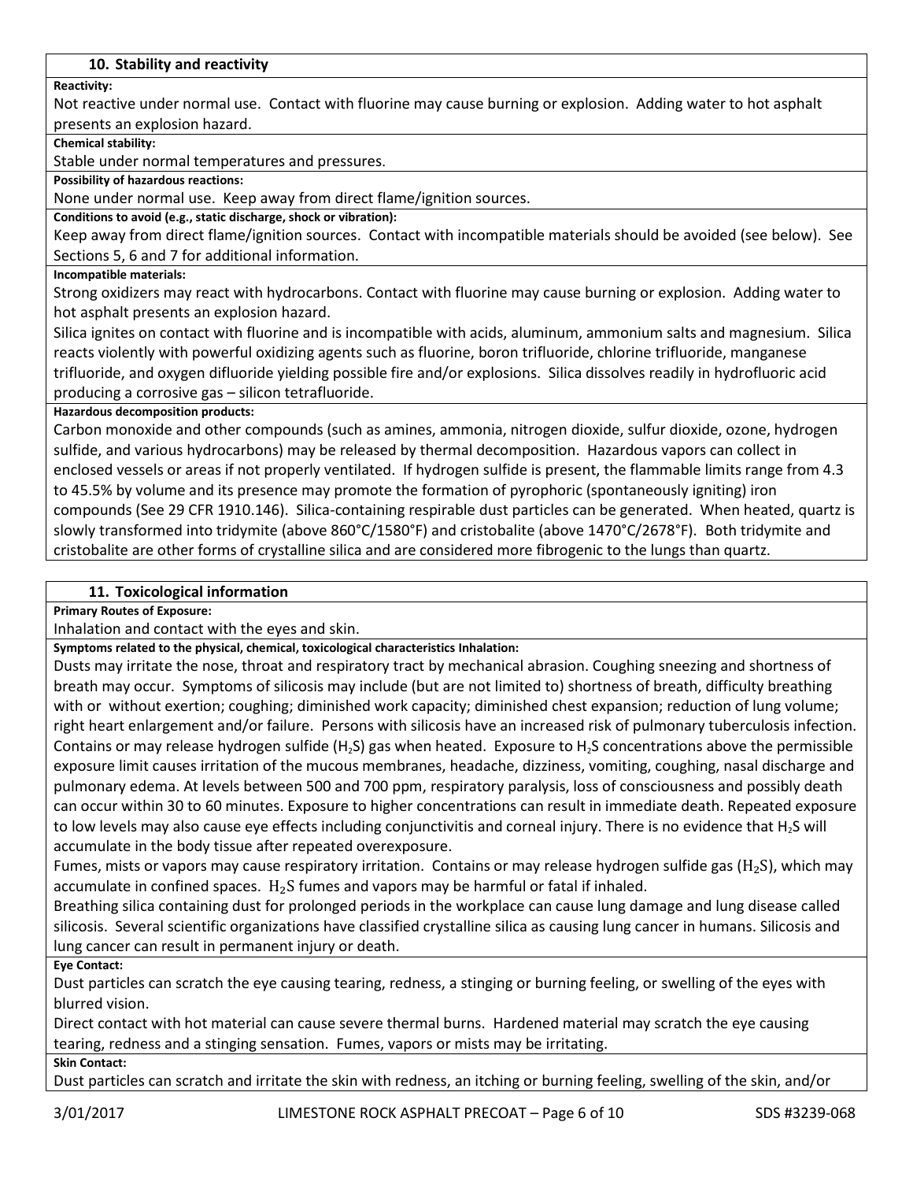## 10. Stability and reactivity

**Reactivity:**

Not reactive under normal use. Contact with fluorine may cause burning or explosion. Adding water to hot asphalt presents an explosion hazard.

**Chemical stability:**

Stable under normal temperatures and pressures.

**Possibility of hazardous reactions:**

None under normal use. Keep away from direct flame/ignition sources.

**Conditions to avoid (e.g., static discharge, shock or vibration):**

Keep away from direct flame/ignition sources. Contact with incompatible materials should be avoided (see below). See Sections 5, 6 and 7 for additional information.

**Incompatible materials:**

Strong oxidizers may react with hydrocarbons. Contact with fluorine may cause burning or explosion. Adding water to hot asphalt presents an explosion hazard.

Silica ignites on contact with fluorine and is incompatible with acids, aluminum, ammonium salts and magnesium. Silica reacts violently with powerful oxidizing agents such as fluorine, boron trifluoride, chlorine trifluoride, manganese trifluoride, and oxygen difluoride yielding possible fire and/or explosions. Silica dissolves readily in hydrofluoric acid producing a corrosive gas – silicon tetrafluoride.

**Hazardous decomposition products:**

Carbon monoxide and other compounds (such as amines, ammonia, nitrogen dioxide, sulfur dioxide, ozone, hydrogen sulfide, and various hydrocarbons) may be released by thermal decomposition. Hazardous vapors can collect in enclosed vessels or areas if not properly ventilated. If hydrogen sulfide is present, the flammable limits range from 4.3 to 45.5% by volume and its presence may promote the formation of pyrophoric (spontaneously igniting) iron compounds (See 29 CFR 1910.146). Silica-containing respirable dust particles can be generated. When heated, quartz is slowly transformed into tridymite (above 860°C/1580°F) and cristobalite (above 1470°C/2678°F). Both tridymite and cristobalite are other forms of crystalline silica and are considered more fibrogenic to the lungs than quartz.

## 11. Toxicological information

**Primary Routes of Exposure:**

Inhalation and contact with the eyes and skin.

**Symptoms related to the physical, chemical, toxicological characteristics Inhalation:**

Dusts may irritate the nose, throat and respiratory tract by mechanical abrasion. Coughing sneezing and shortness of breath may occur. Symptoms of silicosis may include (but are not limited to) shortness of breath, difficulty breathing with or without exertion; coughing; diminished work capacity; diminished chest expansion; reduction of lung volume; right heart enlargement and/or failure. Persons with silicosis have an increased risk of pulmonary tuberculosis infection. Contains or may release hydrogen sulfide ($H_2S$) gas when heated. Exposure to $H_2S$ concentrations above the permissible exposure limit causes irritation of the mucous membranes, headache, dizziness, vomiting, coughing, nasal discharge and pulmonary edema. At levels between 500 and 700 ppm, respiratory paralysis, loss of consciousness and possibly death can occur within 30 to 60 minutes. Exposure to higher concentrations can result in immediate death. Repeated exposure to low levels may also cause eye effects including conjunctivitis and corneal injury. There is no evidence that $H_2S$ will accumulate in the body tissue after repeated overexposure.

Fumes, mists or vapors may cause respiratory irritation. Contains or may release hydrogen sulfide gas ($H_2S$), which may accumulate in confined spaces. $H_2S$ fumes and vapors may be harmful or fatal if inhaled.

Breathing silica containing dust for prolonged periods in the workplace can cause lung damage and lung disease called silicosis. Several scientific organizations have classified crystalline silica as causing lung cancer in humans. Silicosis and lung cancer can result in permanent injury or death.

**Eye Contact:**

Dust particles can scratch the eye causing tearing, redness, a stinging or burning feeling, or swelling of the eyes with blurred vision.

Direct contact with hot material can cause severe thermal burns. Hardened material may scratch the eye causing tearing, redness and a stinging sensation. Fumes, vapors or mists may be irritating.

**Skin Contact:**

Dust particles can scratch and irritate the skin with redness, an itching or burning feeling, swelling of the skin, and/or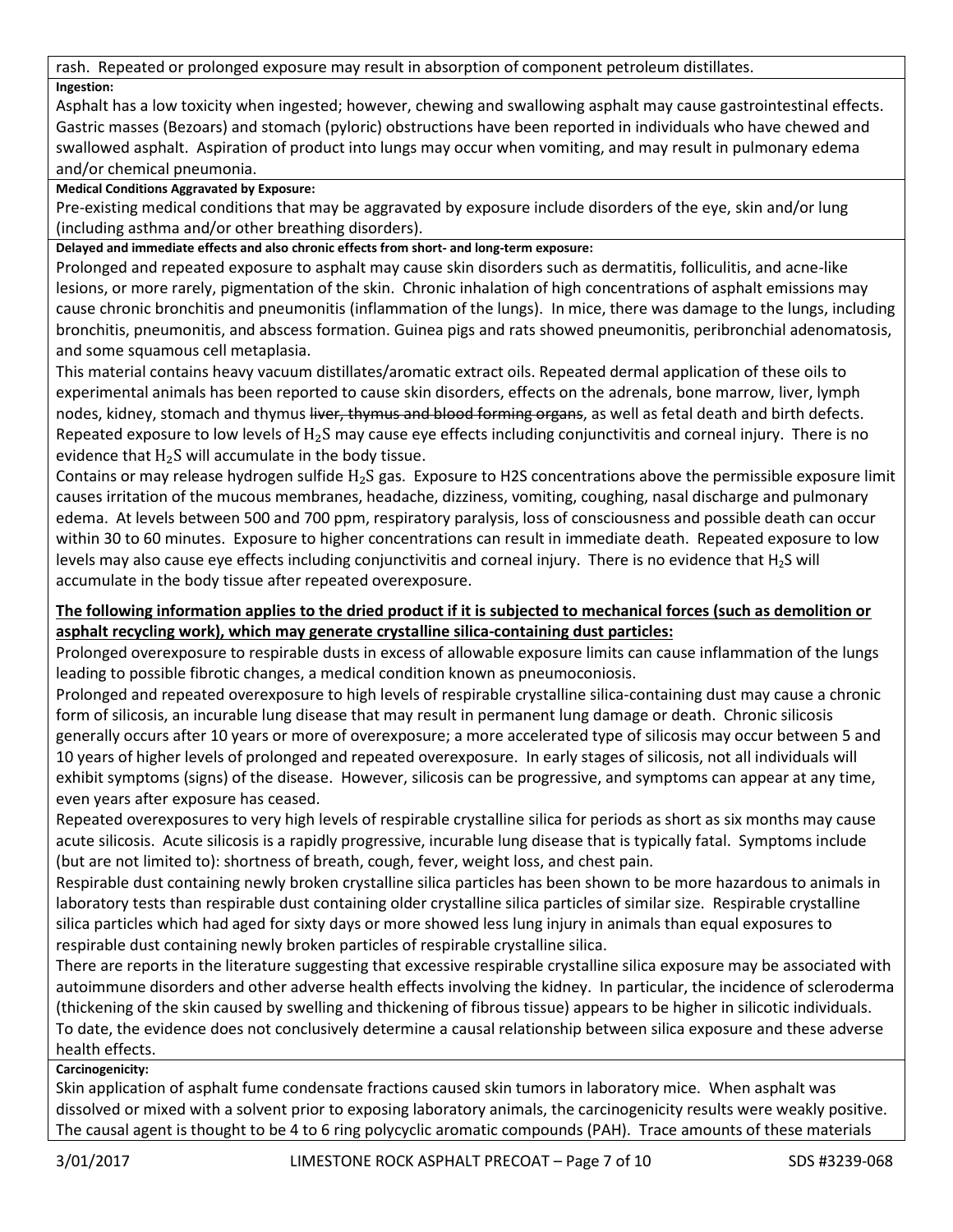rash. Repeated or prolonged exposure may result in absorption of component petroleum distillates.

**Ingestion:**

Asphalt has a low toxicity when ingested; however, chewing and swallowing asphalt may cause gastrointestinal effects. Gastric masses (Bezoars) and stomach (pyloric) obstructions have been reported in individuals who have chewed and swallowed asphalt. Aspiration of product into lungs may occur when vomiting, and may result in pulmonary edema and/or chemical pneumonia.

**Medical Conditions Aggravated by Exposure:**

Pre-existing medical conditions that may be aggravated by exposure include disorders of the eye, skin and/or lung (including asthma and/or other breathing disorders).

**Delayed and immediate effects and also chronic effects from short- and long-term exposure:**

Prolonged and repeated exposure to asphalt may cause skin disorders such as dermatitis, folliculitis, and acne-like lesions, or more rarely, pigmentation of the skin. Chronic inhalation of high concentrations of asphalt emissions may cause chronic bronchitis and pneumonitis (inflammation of the lungs). In mice, there was damage to the lungs, including bronchitis, pneumonitis, and abscess formation. Guinea pigs and rats showed pneumonitis, peribronchial adenomatosis, and some squamous cell metaplasia.

This material contains heavy vacuum distillates/aromatic extract oils. Repeated dermal application of these oils to experimental animals has been reported to cause skin disorders, effects on the adrenals, bone marrow, liver, lymph nodes, kidney, stomach and thymus ~~liver, thymus and blood forming organs~~, as well as fetal death and birth defects. Repeated exposure to low levels of $H_2S$ may cause eye effects including conjunctivitis and corneal injury. There is no evidence that $H_2S$ will accumulate in the body tissue.

Contains or may release hydrogen sulfide $H_2S$ gas. Exposure to H2S concentrations above the permissible exposure limit causes irritation of the mucous membranes, headache, dizziness, vomiting, coughing, nasal discharge and pulmonary edema. At levels between 500 and 700 ppm, respiratory paralysis, loss of consciousness and possible death can occur within 30 to 60 minutes. Exposure to higher concentrations can result in immediate death. Repeated exposure to low levels may also cause eye effects including conjunctivitis and corneal injury. There is no evidence that $H_2S$ will accumulate in the body tissue after repeated overexposure.

**The following information applies to the dried product if it is subjected to mechanical forces (such as demolition or asphalt recycling work), which may generate crystalline silica-containing dust particles:**

Prolonged overexposure to respirable dusts in excess of allowable exposure limits can cause inflammation of the lungs leading to possible fibrotic changes, a medical condition known as pneumoconiosis.

Prolonged and repeated overexposure to high levels of respirable crystalline silica-containing dust may cause a chronic form of silicosis, an incurable lung disease that may result in permanent lung damage or death. Chronic silicosis generally occurs after 10 years or more of overexposure; a more accelerated type of silicosis may occur between 5 and 10 years of higher levels of prolonged and repeated overexposure. In early stages of silicosis, not all individuals will exhibit symptoms (signs) of the disease. However, silicosis can be progressive, and symptoms can appear at any time, even years after exposure has ceased.

Repeated overexposures to very high levels of respirable crystalline silica for periods as short as six months may cause acute silicosis. Acute silicosis is a rapidly progressive, incurable lung disease that is typically fatal. Symptoms include (but are not limited to): shortness of breath, cough, fever, weight loss, and chest pain.

Respirable dust containing newly broken crystalline silica particles has been shown to be more hazardous to animals in laboratory tests than respirable dust containing older crystalline silica particles of similar size. Respirable crystalline silica particles which had aged for sixty days or more showed less lung injury in animals than equal exposures to respirable dust containing newly broken particles of respirable crystalline silica.

There are reports in the literature suggesting that excessive respirable crystalline silica exposure may be associated with autoimmune disorders and other adverse health effects involving the kidney. In particular, the incidence of scleroderma (thickening of the skin caused by swelling and thickening of fibrous tissue) appears to be higher in silicotic individuals. To date, the evidence does not conclusively determine a causal relationship between silica exposure and these adverse health effects.

**Carcinogenicity:**

Skin application of asphalt fume condensate fractions caused skin tumors in laboratory mice. When asphalt was dissolved or mixed with a solvent prior to exposing laboratory animals, the carcinogenicity results were weakly positive. The causal agent is thought to be 4 to 6 ring polycyclic aromatic compounds (PAH). Trace amounts of these materials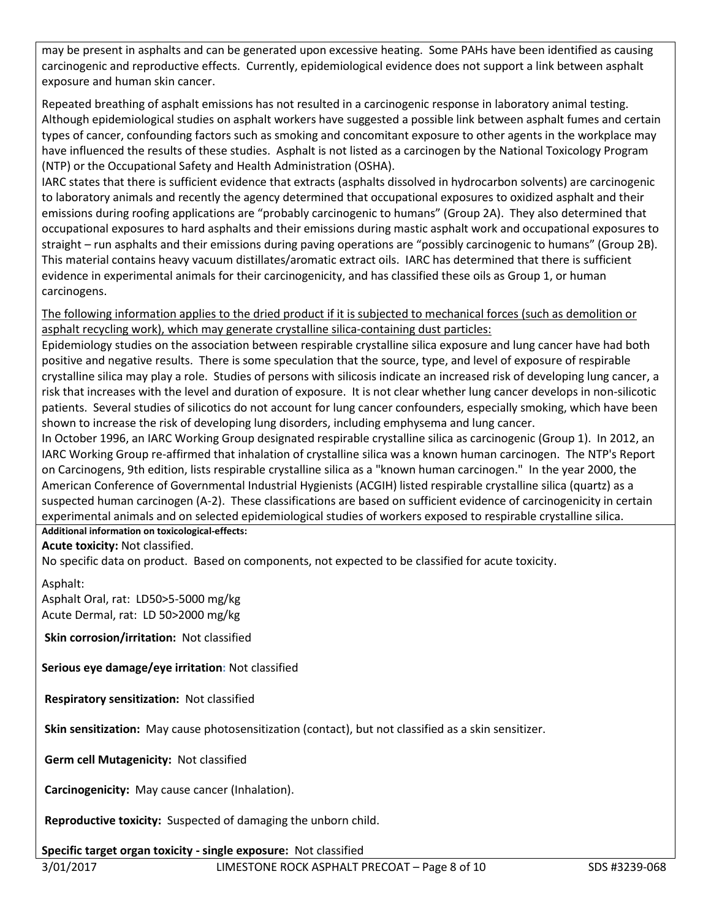may be present in asphalts and can be generated upon excessive heating. Some PAHs have been identified as causing carcinogenic and reproductive effects. Currently, epidemiological evidence does not support a link between asphalt exposure and human skin cancer.

Repeated breathing of asphalt emissions has not resulted in a carcinogenic response in laboratory animal testing. Although epidemiological studies on asphalt workers have suggested a possible link between asphalt fumes and certain types of cancer, confounding factors such as smoking and concomitant exposure to other agents in the workplace may have influenced the results of these studies. Asphalt is not listed as a carcinogen by the National Toxicology Program (NTP) or the Occupational Safety and Health Administration (OSHA).

IARC states that there is sufficient evidence that extracts (asphalts dissolved in hydrocarbon solvents) are carcinogenic to laboratory animals and recently the agency determined that occupational exposures to oxidized asphalt and their emissions during roofing applications are "probably carcinogenic to humans" (Group 2A). They also determined that occupational exposures to hard asphalts and their emissions during mastic asphalt work and occupational exposures to straight – run asphalts and their emissions during paving operations are "possibly carcinogenic to humans" (Group 2B). This material contains heavy vacuum distillates/aromatic extract oils. IARC has determined that there is sufficient evidence in experimental animals for their carcinogenicity, and has classified these oils as Group 1, or human carcinogens.

The following information applies to the dried product if it is subjected to mechanical forces (such as demolition or asphalt recycling work), which may generate crystalline silica-containing dust particles:

Epidemiology studies on the association between respirable crystalline silica exposure and lung cancer have had both positive and negative results. There is some speculation that the source, type, and level of exposure of respirable crystalline silica may play a role. Studies of persons with silicosis indicate an increased risk of developing lung cancer, a risk that increases with the level and duration of exposure. It is not clear whether lung cancer develops in non-silicotic patients. Several studies of silicotics do not account for lung cancer confounders, especially smoking, which have been shown to increase the risk of developing lung disorders, including emphysema and lung cancer.

In October 1996, an IARC Working Group designated respirable crystalline silica as carcinogenic (Group 1). In 2012, an IARC Working Group re-affirmed that inhalation of crystalline silica was a known human carcinogen. The NTP's Report on Carcinogens, 9th edition, lists respirable crystalline silica as a "known human carcinogen." In the year 2000, the American Conference of Governmental Industrial Hygienists (ACGIH) listed respirable crystalline silica (quartz) as a suspected human carcinogen (A-2). These classifications are based on sufficient evidence of carcinogenicity in certain experimental animals and on selected epidemiological studies of workers exposed to respirable crystalline silica.

**Additional information on toxicological-effects:**

**Acute toxicity:** Not classified.

No specific data on product. Based on components, not expected to be classified for acute toxicity.

Asphalt:
Asphalt Oral, rat: LD50>5-5000 mg/kg
Acute Dermal, rat: LD 50>2000 mg/kg

**Skin corrosion/irritation:** Not classified

**Serious eye damage/eye irritation:** Not classified

**Respiratory sensitization:** Not classified

**Skin sensitization:** May cause photosensitization (contact), but not classified as a skin sensitizer.

**Germ cell Mutagenicity:** Not classified

**Carcinogenicity:** May cause cancer (Inhalation).

**Reproductive toxicity:** Suspected of damaging the unborn child.

**Specific target organ toxicity - single exposure:** Not classified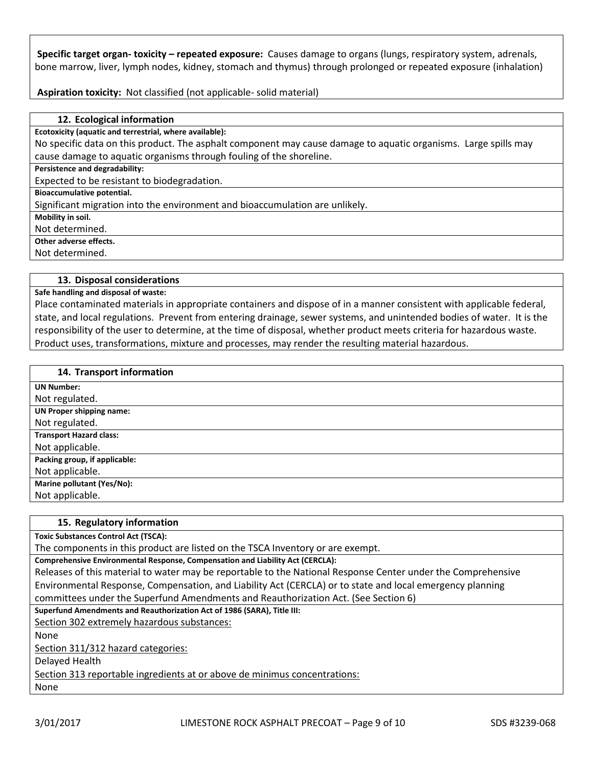**Specific target organ- toxicity – repeated exposure:** Causes damage to organs (lungs, respiratory system, adrenals, bone marrow, liver, lymph nodes, kidney, stomach and thymus) through prolonged or repeated exposure (inhalation)

**Aspiration toxicity:** Not classified (not applicable- solid material)

## 12. Ecological information

**Ecotoxicity (aquatic and terrestrial, where available):**

No specific data on this product. The asphalt component may cause damage to aquatic organisms. Large spills may cause damage to aquatic organisms through fouling of the shoreline.

**Persistence and degradability:**

Expected to be resistant to biodegradation.

**Bioaccumulative potential.**

Significant migration into the environment and bioaccumulation are unlikely.

**Mobility in soil.**

Not determined.

**Other adverse effects.**

Not determined.

## 13. Disposal considerations

**Safe handling and disposal of waste:**

Place contaminated materials in appropriate containers and dispose of in a manner consistent with applicable federal, state, and local regulations. Prevent from entering drainage, sewer systems, and unintended bodies of water. It is the responsibility of the user to determine, at the time of disposal, whether product meets criteria for hazardous waste. Product uses, transformations, mixture and processes, may render the resulting material hazardous.

## 14. Transport information

**UN Number:**

Not regulated.

**UN Proper shipping name:**

Not regulated.

**Transport Hazard class:**

Not applicable.

**Packing group, if applicable:**

Not applicable.

**Marine pollutant (Yes/No):**

Not applicable.

## 15. Regulatory information

**Toxic Substances Control Act (TSCA):**

The components in this product are listed on the TSCA Inventory or are exempt.

**Comprehensive Environmental Response, Compensation and Liability Act (CERCLA):**

Releases of this material to water may be reportable to the National Response Center under the Comprehensive Environmental Response, Compensation, and Liability Act (CERCLA) or to state and local emergency planning committees under the Superfund Amendments and Reauthorization Act. (See Section 6)

**Superfund Amendments and Reauthorization Act of 1986 (SARA), Title III:**

Section 302 extremely hazardous substances:

None

Section 311/312 hazard categories:

Delayed Health

Section 313 reportable ingredients at or above de minimus concentrations:

None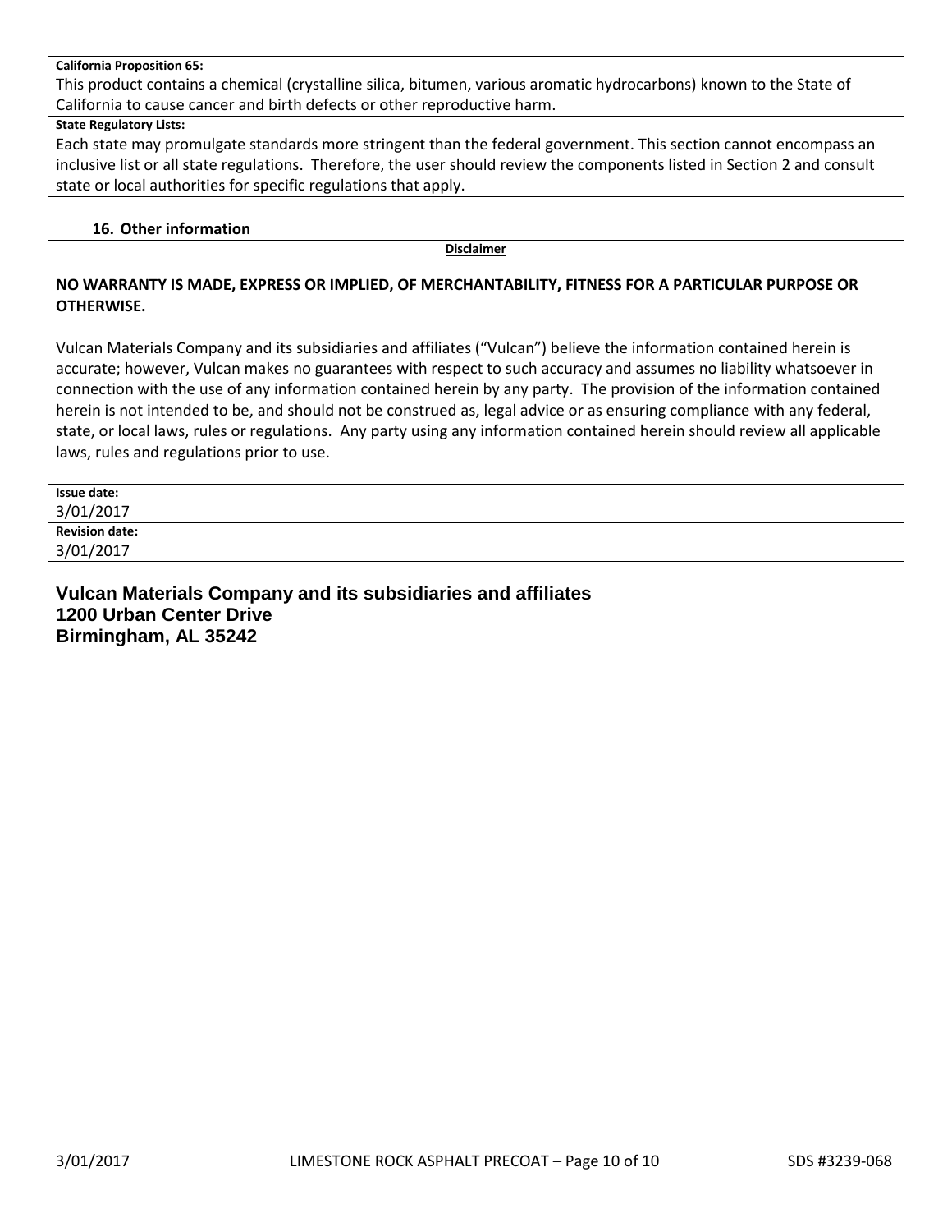**California Proposition 65:**

This product contains a chemical (crystalline silica, bitumen, various aromatic hydrocarbons) known to the State of California to cause cancer and birth defects or other reproductive harm.

**State Regulatory Lists:**

Each state may promulgate standards more stringent than the federal government. This section cannot encompass an inclusive list or all state regulations. Therefore, the user should review the components listed in Section 2 and consult state or local authorities for specific regulations that apply.

## 16. Other information

**Disclaimer**

**NO WARRANTY IS MADE, EXPRESS OR IMPLIED, OF MERCHANTABILITY, FITNESS FOR A PARTICULAR PURPOSE OR OTHERWISE.**

Vulcan Materials Company and its subsidiaries and affiliates ("Vulcan") believe the information contained herein is accurate; however, Vulcan makes no guarantees with respect to such accuracy and assumes no liability whatsoever in connection with the use of any information contained herein by any party. The provision of the information contained herein is not intended to be, and should not be construed as, legal advice or as ensuring compliance with any federal, state, or local laws, rules or regulations. Any party using any information contained herein should review all applicable laws, rules and regulations prior to use.

**Issue date:**

3/01/2017

**Revision date:**

3/01/2017

**Vulcan Materials Company and its subsidiaries and affiliates**
**1200 Urban Center Drive**
**Birmingham, AL 35242**